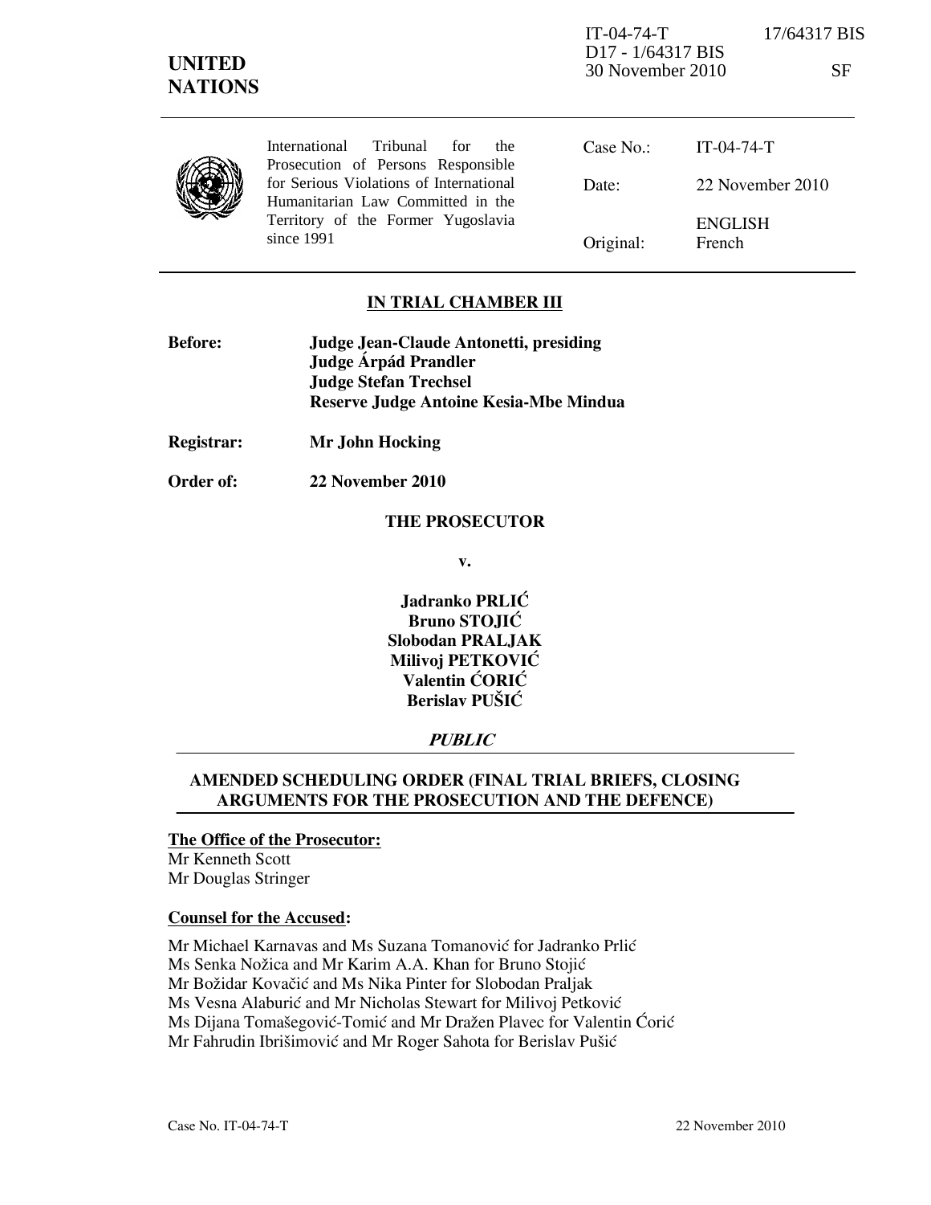IT-04-74-T 17/64317 BIS
D17 - 1/64317 BIS
30 November 2010 SF

**UNITED NATIONS**

International Tribunal for the Prosecution of Persons Responsible for Serious Violations of International Humanitarian Law Committed in the Territory of the Former Yugoslavia since 1991

| | |
|---|---|
| Case No.: | IT-04-74-T |
| Date: | 22 November 2010 |
| Original: | ENGLISH French |

## IN TRIAL CHAMBER III

**Before:** **Judge Jean-Claude Antonetti, presiding**
**Judge Árpád Prandler**
**Judge Stefan Trechsel**
**Reserve Judge Antoine Kesia-Mbe Mindua**

**Registrar:** **Mr John Hocking**

**Order of:** **22 November 2010**

**THE PROSECUTOR**

**v.**

**Jadranko PRLIĆ**
**Bruno STOJIĆ**
**Slobodan PRALJAK**
**Milivoj PETKOVIĆ**
**Valentin ĆORIĆ**
**Berislav PUŠIĆ**

***PUBLIC***

## AMENDED SCHEDULING ORDER (FINAL TRIAL BRIEFS, CLOSING ARGUMENTS FOR THE PROSECUTION AND THE DEFENCE)

**The Office of the Prosecutor:**
Mr Kenneth Scott
Mr Douglas Stringer

**Counsel for the Accused:**

Mr Michael Karnavas and Ms Suzana Tomanović for Jadranko Prlić
Ms Senka Nožica and Mr Karim A.A. Khan for Bruno Stojić
Mr Božidar Kovačić and Ms Nika Pinter for Slobodan Praljak
Ms Vesna Alaburić and Mr Nicholas Stewart for Milivoj Petković
Ms Dijana Tomašegović-Tomić and Mr Dražen Plavec for Valentin Ćorić
Mr Fahrudin Ibrišimović and Mr Roger Sahota for Berislav Pušić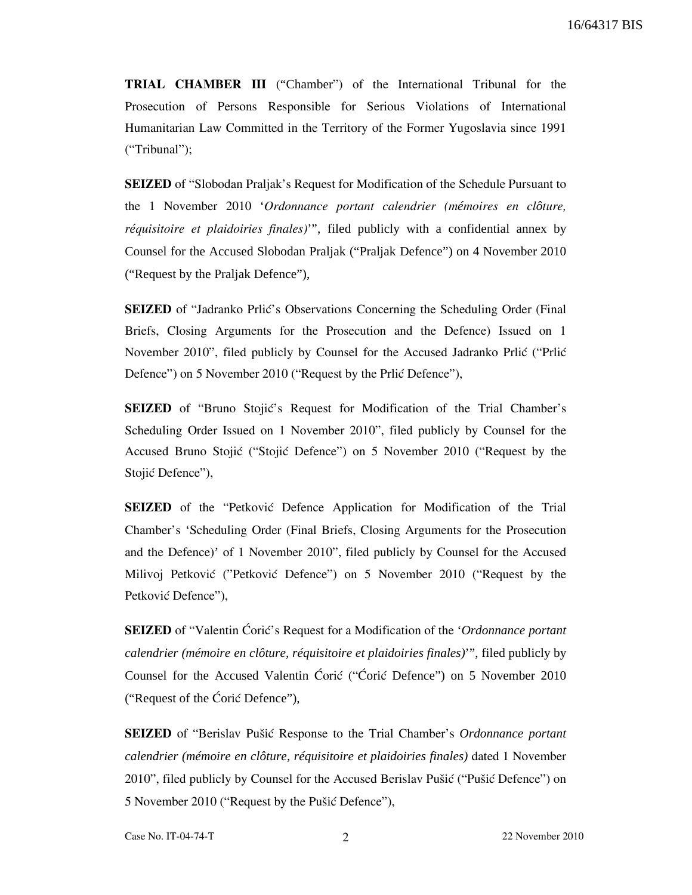**TRIAL CHAMBER III** ("Chamber") of the International Tribunal for the Prosecution of Persons Responsible for Serious Violations of International Humanitarian Law Committed in the Territory of the Former Yugoslavia since 1991 ("Tribunal");

**SEIZED** of "Slobodan Praljak's Request for Modification of the Schedule Pursuant to the 1 November 2010 '*Ordonnance portant calendrier (mémoires en clôture, réquisitoire et plaidoiries finales)*'", filed publicly with a confidential annex by Counsel for the Accused Slobodan Praljak ("Praljak Defence") on 4 November 2010 ("Request by the Praljak Defence"),

**SEIZED** of "Jadranko Prlić's Observations Concerning the Scheduling Order (Final Briefs, Closing Arguments for the Prosecution and the Defence) Issued on 1 November 2010", filed publicly by Counsel for the Accused Jadranko Prlić ("Prlić Defence") on 5 November 2010 ("Request by the Prlić Defence"),

**SEIZED** of "Bruno Stojić's Request for Modification of the Trial Chamber's Scheduling Order Issued on 1 November 2010", filed publicly by Counsel for the Accused Bruno Stojić ("Stojić Defence") on 5 November 2010 ("Request by the Stojić Defence"),

**SEIZED** of the "Petković Defence Application for Modification of the Trial Chamber's 'Scheduling Order (Final Briefs, Closing Arguments for the Prosecution and the Defence)' of 1 November 2010", filed publicly by Counsel for the Accused Milivoj Petković ("Petković Defence") on 5 November 2010 ("Request by the Petković Defence"),

**SEIZED** of "Valentin Ćorić's Request for a Modification of the '*Ordonnance portant calendrier (mémoire en clôture, réquisitoire et plaidoiries finales)*'", filed publicly by Counsel for the Accused Valentin Ćorić ("Ćorić Defence") on 5 November 2010 ("Request of the Ćorić Defence"),

**SEIZED** of "Berislav Pušić Response to the Trial Chamber's *Ordonnance portant calendrier (mémoire en clôture, réquisitoire et plaidoiries finales)* dated 1 November 2010", filed publicly by Counsel for the Accused Berislav Pušić ("Pušić Defence") on 5 November 2010 ("Request by the Pušić Defence"),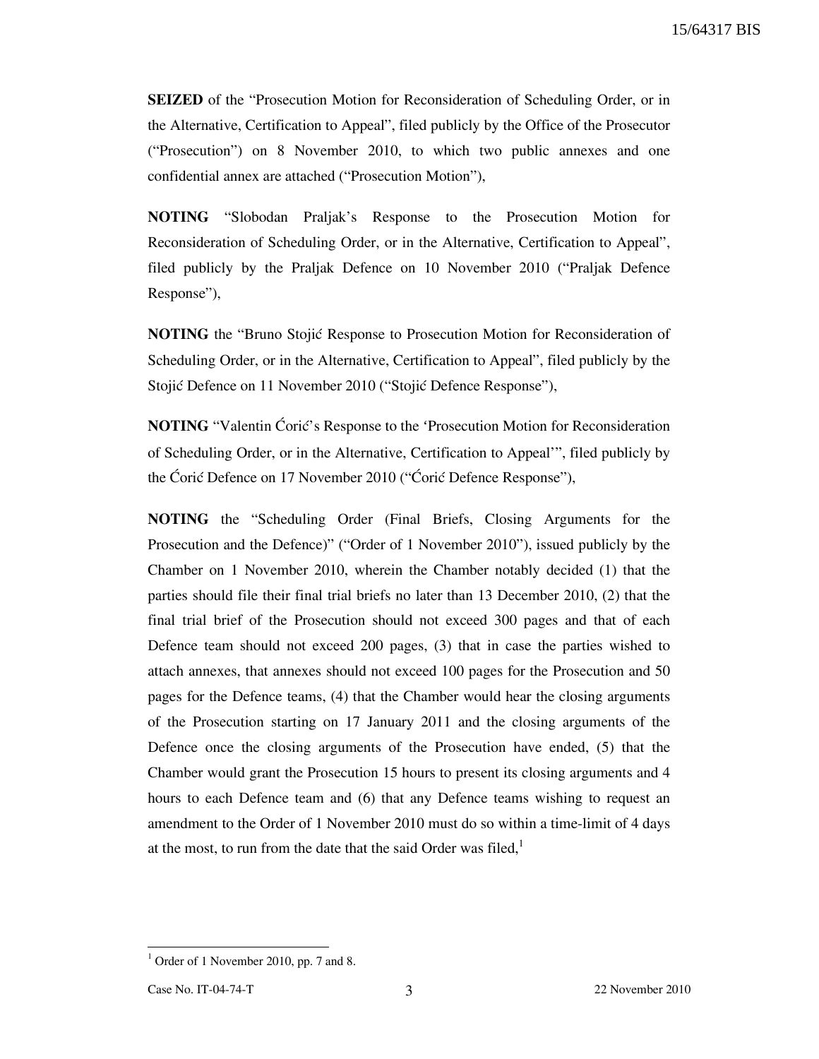**SEIZED** of the "Prosecution Motion for Reconsideration of Scheduling Order, or in the Alternative, Certification to Appeal", filed publicly by the Office of the Prosecutor ("Prosecution") on 8 November 2010, to which two public annexes and one confidential annex are attached ("Prosecution Motion"),

**NOTING** "Slobodan Praljak's Response to the Prosecution Motion for Reconsideration of Scheduling Order, or in the Alternative, Certification to Appeal", filed publicly by the Praljak Defence on 10 November 2010 ("Praljak Defence Response"),

**NOTING** the "Bruno Stojić Response to Prosecution Motion for Reconsideration of Scheduling Order, or in the Alternative, Certification to Appeal", filed publicly by the Stojić Defence on 11 November 2010 ("Stojić Defence Response"),

**NOTING** "Valentin Ćorić's Response to the 'Prosecution Motion for Reconsideration of Scheduling Order, or in the Alternative, Certification to Appeal'", filed publicly by the Ćorić Defence on 17 November 2010 ("Ćorić Defence Response"),

**NOTING** the "Scheduling Order (Final Briefs, Closing Arguments for the Prosecution and the Defence)" ("Order of 1 November 2010"), issued publicly by the Chamber on 1 November 2010, wherein the Chamber notably decided (1) that the parties should file their final trial briefs no later than 13 December 2010, (2) that the final trial brief of the Prosecution should not exceed 300 pages and that of each Defence team should not exceed 200 pages, (3) that in case the parties wished to attach annexes, that annexes should not exceed 100 pages for the Prosecution and 50 pages for the Defence teams, (4) that the Chamber would hear the closing arguments of the Prosecution starting on 17 January 2011 and the closing arguments of the Defence once the closing arguments of the Prosecution have ended, (5) that the Chamber would grant the Prosecution 15 hours to present its closing arguments and 4 hours to each Defence team and (6) that any Defence teams wishing to request an amendment to the Order of 1 November 2010 must do so within a time-limit of 4 days at the most, to run from the date that the said Order was filed,[1]

[1] Order of 1 November 2010, pp. 7 and 8.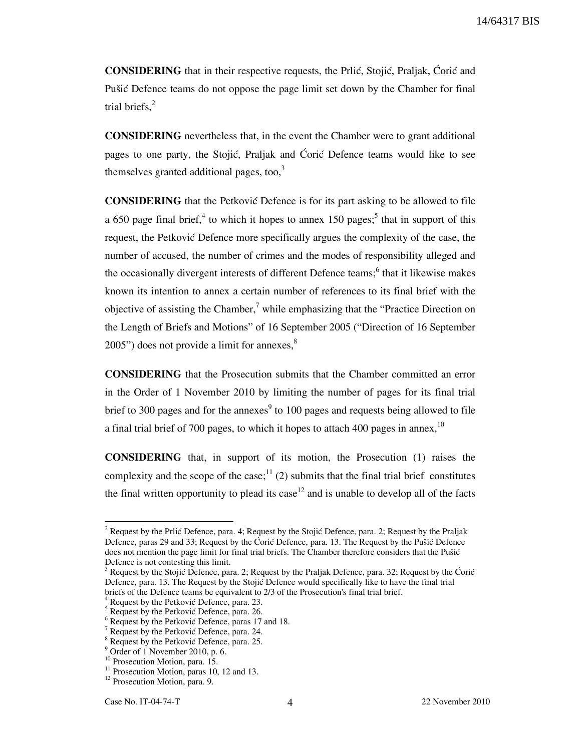**CONSIDERING** that in their respective requests, the Prlić, Stojić, Praljak, Ćorić and Pušić Defence teams do not oppose the page limit set down by the Chamber for final trial briefs,[2]

**CONSIDERING** nevertheless that, in the event the Chamber were to grant additional pages to one party, the Stojić, Praljak and Ćorić Defence teams would like to see themselves granted additional pages, too,[3]

**CONSIDERING** that the Petković Defence is for its part asking to be allowed to file a 650 page final brief,[4] to which it hopes to annex 150 pages;[5] that in support of this request, the Petković Defence more specifically argues the complexity of the case, the number of accused, the number of crimes and the modes of responsibility alleged and the occasionally divergent interests of different Defence teams;[6] that it likewise makes known its intention to annex a certain number of references to its final brief with the objective of assisting the Chamber,[7] while emphasizing that the "Practice Direction on the Length of Briefs and Motions" of 16 September 2005 ("Direction of 16 September 2005") does not provide a limit for annexes,[8]

**CONSIDERING** that the Prosecution submits that the Chamber committed an error in the Order of 1 November 2010 by limiting the number of pages for its final trial brief to 300 pages and for the annexes[9] to 100 pages and requests being allowed to file a final trial brief of 700 pages, to which it hopes to attach 400 pages in annex,[10]

**CONSIDERING** that, in support of its motion, the Prosecution (1) raises the complexity and the scope of the case;[11] (2) submits that the final trial brief constitutes the final written opportunity to plead its case[12] and is unable to develop all of the facts

---

[2] Request by the Prlić Defence, para. 4; Request by the Stojić Defence, para. 2; Request by the Praljak Defence, paras 29 and 33; Request by the Ćorić Defence, para. 13. The Request by the Pušić Defence does not mention the page limit for final trial briefs. The Chamber therefore considers that the Pušić Defence is not contesting this limit.

[3] Request by the Stojić Defence, para. 2; Request by the Praljak Defence, para. 32; Request by the Ćorić Defence, para. 13. The Request by the Stojić Defence would specifically like to have the final trial briefs of the Defence teams be equivalent to 2/3 of the Prosecution's final trial brief.

[4] Request by the Petković Defence, para. 23.

[5] Request by the Petković Defence, para. 26.

[6] Request by the Petković Defence, paras 17 and 18.

[7] Request by the Petković Defence, para. 24.

[8] Request by the Petković Defence, para. 25.

[9] Order of 1 November 2010, p. 6.

[10] Prosecution Motion, para. 15.

[11] Prosecution Motion, paras 10, 12 and 13.

[12] Prosecution Motion, para. 9.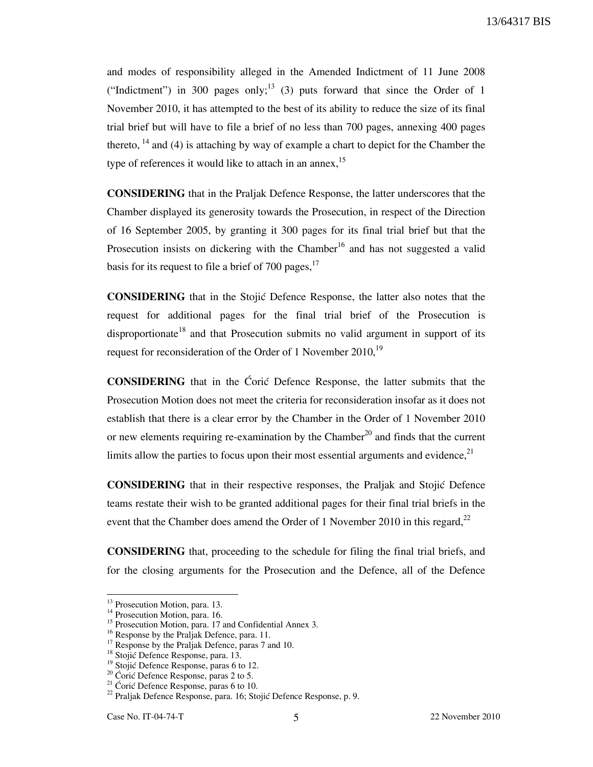and modes of responsibility alleged in the Amended Indictment of 11 June 2008 ("Indictment") in 300 pages only;[13] (3) puts forward that since the Order of 1 November 2010, it has attempted to the best of its ability to reduce the size of its final trial brief but will have to file a brief of no less than 700 pages, annexing 400 pages thereto, [14] and (4) is attaching by way of example a chart to depict for the Chamber the type of references it would like to attach in an annex,[15]

**CONSIDERING** that in the Praljak Defence Response, the latter underscores that the Chamber displayed its generosity towards the Prosecution, in respect of the Direction of 16 September 2005, by granting it 300 pages for its final trial brief but that the Prosecution insists on dickering with the Chamber[16] and has not suggested a valid basis for its request to file a brief of 700 pages,[17]

**CONSIDERING** that in the Stojić Defence Response, the latter also notes that the request for additional pages for the final trial brief of the Prosecution is disproportionate[18] and that Prosecution submits no valid argument in support of its request for reconsideration of the Order of 1 November 2010,[19]

**CONSIDERING** that in the Ćorić Defence Response, the latter submits that the Prosecution Motion does not meet the criteria for reconsideration insofar as it does not establish that there is a clear error by the Chamber in the Order of 1 November 2010 or new elements requiring re-examination by the Chamber[20] and finds that the current limits allow the parties to focus upon their most essential arguments and evidence,[21]

**CONSIDERING** that in their respective responses, the Praljak and Stojić Defence teams restate their wish to be granted additional pages for their final trial briefs in the event that the Chamber does amend the Order of 1 November 2010 in this regard,[22]

**CONSIDERING** that, proceeding to the schedule for filing the final trial briefs, and for the closing arguments for the Prosecution and the Defence, all of the Defence

---

[13] Prosecution Motion, para. 13.
[14] Prosecution Motion, para. 16.
[15] Prosecution Motion, para. 17 and Confidential Annex 3.
[16] Response by the Praljak Defence, para. 11.
[17] Response by the Praljak Defence, paras 7 and 10.
[18] Stojić Defence Response, para. 13.
[19] Stojić Defence Response, paras 6 to 12.
[20] Ćorić Defence Response, paras 2 to 5.
[21] Ćorić Defence Response, paras 6 to 10.
[22] Praljak Defence Response, para. 16; Stojić Defence Response, p. 9.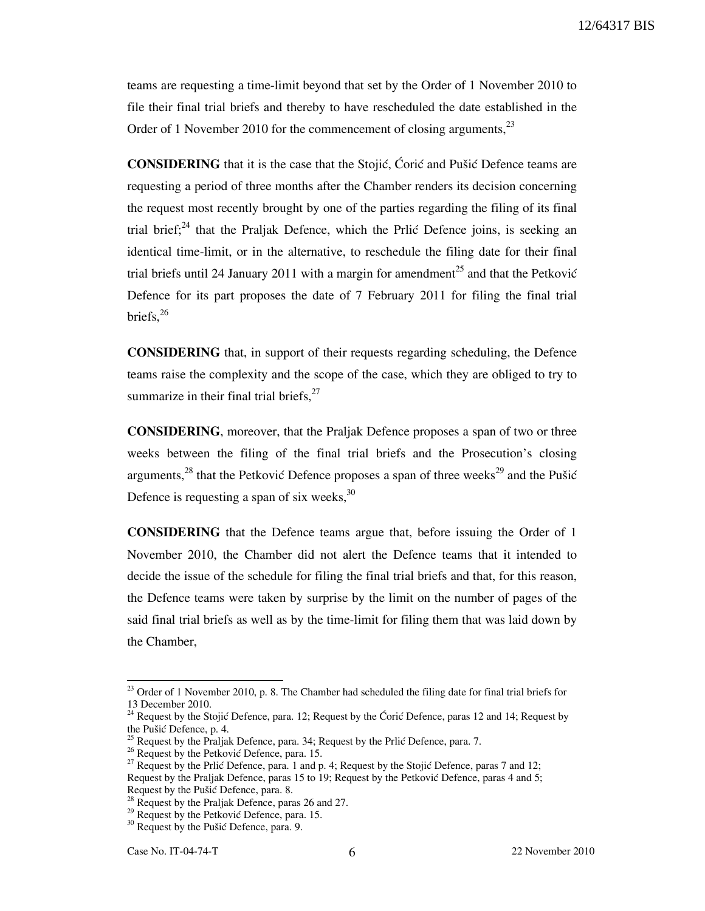teams are requesting a time-limit beyond that set by the Order of 1 November 2010 to file their final trial briefs and thereby to have rescheduled the date established in the Order of 1 November 2010 for the commencement of closing arguments,[23]

**CONSIDERING** that it is the case that the Stojić, Ćorić and Pušić Defence teams are requesting a period of three months after the Chamber renders its decision concerning the request most recently brought by one of the parties regarding the filing of its final trial brief;[24] that the Praljak Defence, which the Prlić Defence joins, is seeking an identical time-limit, or in the alternative, to reschedule the filing date for their final trial briefs until 24 January 2011 with a margin for amendment[25] and that the Petković Defence for its part proposes the date of 7 February 2011 for filing the final trial briefs,[26]

**CONSIDERING** that, in support of their requests regarding scheduling, the Defence teams raise the complexity and the scope of the case, which they are obliged to try to summarize in their final trial briefs,[27]

**CONSIDERING**, moreover, that the Praljak Defence proposes a span of two or three weeks between the filing of the final trial briefs and the Prosecution's closing arguments,[28] that the Petković Defence proposes a span of three weeks[29] and the Pušić Defence is requesting a span of six weeks,[30]

**CONSIDERING** that the Defence teams argue that, before issuing the Order of 1 November 2010, the Chamber did not alert the Defence teams that it intended to decide the issue of the schedule for filing the final trial briefs and that, for this reason, the Defence teams were taken by surprise by the limit on the number of pages of the said final trial briefs as well as by the time-limit for filing them that was laid down by the Chamber,

---

[23] Order of 1 November 2010, p. 8. The Chamber had scheduled the filing date for final trial briefs for 13 December 2010.

[24] Request by the Stojić Defence, para. 12; Request by the Ćorić Defence, paras 12 and 14; Request by the Pušić Defence, p. 4.

[25] Request by the Praljak Defence, para. 34; Request by the Prlić Defence, para. 7.

[26] Request by the Petković Defence, para. 15.

[27] Request by the Prlić Defence, para. 1 and p. 4; Request by the Stojić Defence, paras 7 and 12; Request by the Praljak Defence, paras 15 to 19; Request by the Petković Defence, paras 4 and 5; Request by the Pušić Defence, para. 8.

[28] Request by the Praljak Defence, paras 26 and 27.

[29] Request by the Petković Defence, para. 15.

[30] Request by the Pušić Defence, para. 9.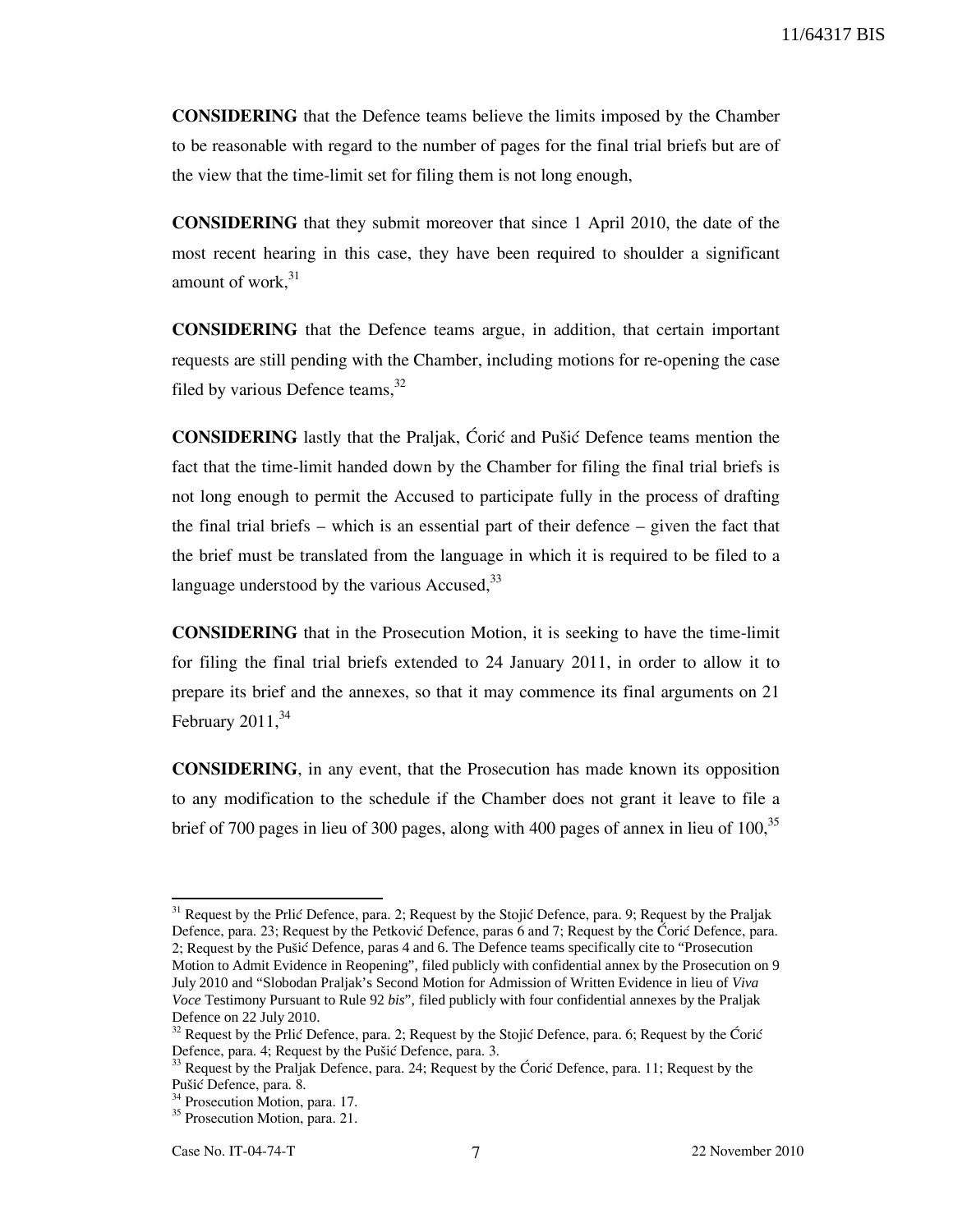**CONSIDERING** that the Defence teams believe the limits imposed by the Chamber to be reasonable with regard to the number of pages for the final trial briefs but are of the view that the time-limit set for filing them is not long enough,

**CONSIDERING** that they submit moreover that since 1 April 2010, the date of the most recent hearing in this case, they have been required to shoulder a significant amount of work,[31]

**CONSIDERING** that the Defence teams argue, in addition, that certain important requests are still pending with the Chamber, including motions for re-opening the case filed by various Defence teams,[32]

**CONSIDERING** lastly that the Praljak, Ćorić and Pušić Defence teams mention the fact that the time-limit handed down by the Chamber for filing the final trial briefs is not long enough to permit the Accused to participate fully in the process of drafting the final trial briefs – which is an essential part of their defence – given the fact that the brief must be translated from the language in which it is required to be filed to a language understood by the various Accused,[33]

**CONSIDERING** that in the Prosecution Motion, it is seeking to have the time-limit for filing the final trial briefs extended to 24 January 2011, in order to allow it to prepare its brief and the annexes, so that it may commence its final arguments on 21 February 2011,[34]

**CONSIDERING**, in any event, that the Prosecution has made known its opposition to any modification to the schedule if the Chamber does not grant it leave to file a brief of 700 pages in lieu of 300 pages, along with 400 pages of annex in lieu of 100,[35]

---

[31] Request by the Prlić Defence, para. 2; Request by the Stojić Defence, para. 9; Request by the Praljak Defence, para. 23; Request by the Petković Defence, paras 6 and 7; Request by the Ćorić Defence, para. 2; Request by the Pušić Defence, paras 4 and 6. The Defence teams specifically cite to "Prosecution Motion to Admit Evidence in Reopening", filed publicly with confidential annex by the Prosecution on 9 July 2010 and "Slobodan Praljak's Second Motion for Admission of Written Evidence in lieu of *Viva Voce* Testimony Pursuant to Rule 92 *bis*", filed publicly with four confidential annexes by the Praljak Defence on 22 July 2010.

[32] Request by the Prlić Defence, para. 2; Request by the Stojić Defence, para. 6; Request by the Ćorić Defence, para. 4; Request by the Pušić Defence, para. 3.

[33] Request by the Praljak Defence, para. 24; Request by the Ćorić Defence, para. 11; Request by the Pušić Defence, para. 8.

[34] Prosecution Motion, para. 17.

[35] Prosecution Motion, para. 21.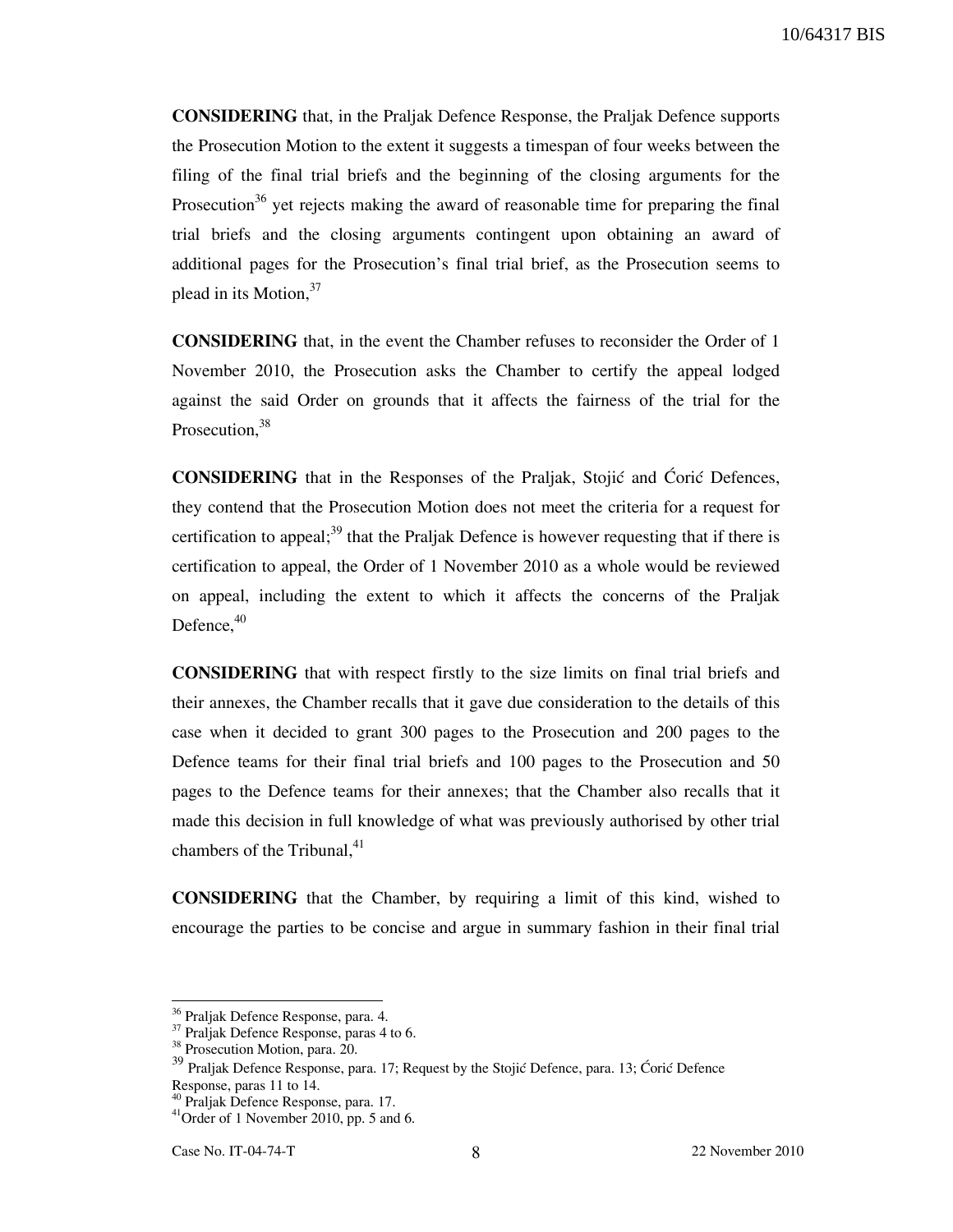**CONSIDERING** that, in the Praljak Defence Response, the Praljak Defence supports the Prosecution Motion to the extent it suggests a timespan of four weeks between the filing of the final trial briefs and the beginning of the closing arguments for the Prosecution[36] yet rejects making the award of reasonable time for preparing the final trial briefs and the closing arguments contingent upon obtaining an award of additional pages for the Prosecution's final trial brief, as the Prosecution seems to plead in its Motion,[37]

**CONSIDERING** that, in the event the Chamber refuses to reconsider the Order of 1 November 2010, the Prosecution asks the Chamber to certify the appeal lodged against the said Order on grounds that it affects the fairness of the trial for the Prosecution,[38]

**CONSIDERING** that in the Responses of the Praljak, Stojić and Ćorić Defences, they contend that the Prosecution Motion does not meet the criteria for a request for certification to appeal;[39] that the Praljak Defence is however requesting that if there is certification to appeal, the Order of 1 November 2010 as a whole would be reviewed on appeal, including the extent to which it affects the concerns of the Praljak Defence,[40]

**CONSIDERING** that with respect firstly to the size limits on final trial briefs and their annexes, the Chamber recalls that it gave due consideration to the details of this case when it decided to grant 300 pages to the Prosecution and 200 pages to the Defence teams for their final trial briefs and 100 pages to the Prosecution and 50 pages to the Defence teams for their annexes; that the Chamber also recalls that it made this decision in full knowledge of what was previously authorised by other trial chambers of the Tribunal,[41]

**CONSIDERING** that the Chamber, by requiring a limit of this kind, wished to encourage the parties to be concise and argue in summary fashion in their final trial

---

[36] Praljak Defence Response, para. 4.

[37] Praljak Defence Response, paras 4 to 6.

[38] Prosecution Motion, para. 20.

[39] Praljak Defence Response, para. 17; Request by the Stojić Defence, para. 13; Ćorić Defence Response, paras 11 to 14.

[40] Praljak Defence Response, para. 17.

[41] Order of 1 November 2010, pp. 5 and 6.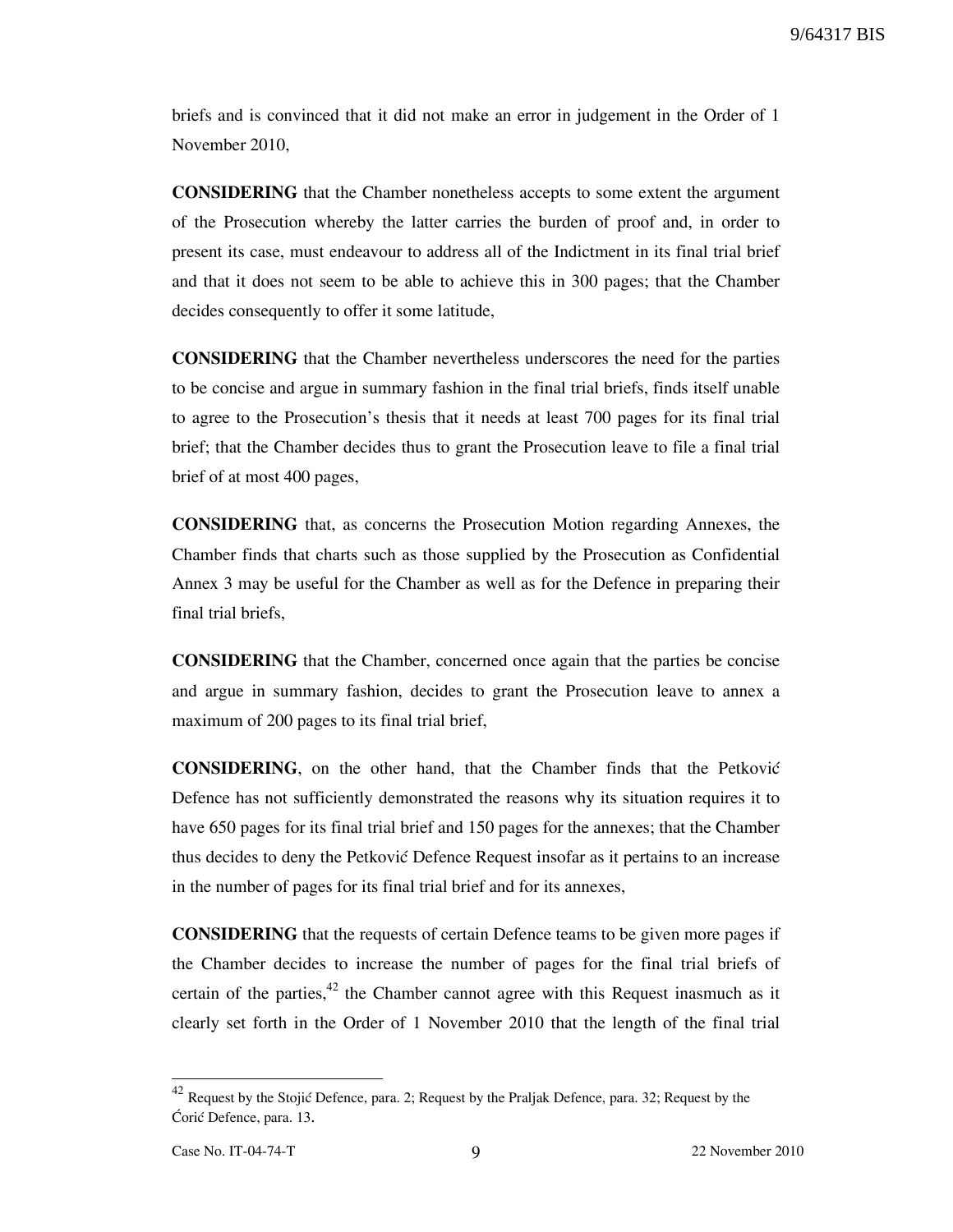briefs and is convinced that it did not make an error in judgement in the Order of 1 November 2010,

**CONSIDERING** that the Chamber nonetheless accepts to some extent the argument of the Prosecution whereby the latter carries the burden of proof and, in order to present its case, must endeavour to address all of the Indictment in its final trial brief and that it does not seem to be able to achieve this in 300 pages; that the Chamber decides consequently to offer it some latitude,

**CONSIDERING** that the Chamber nevertheless underscores the need for the parties to be concise and argue in summary fashion in the final trial briefs, finds itself unable to agree to the Prosecution's thesis that it needs at least 700 pages for its final trial brief; that the Chamber decides thus to grant the Prosecution leave to file a final trial brief of at most 400 pages,

**CONSIDERING** that, as concerns the Prosecution Motion regarding Annexes, the Chamber finds that charts such as those supplied by the Prosecution as Confidential Annex 3 may be useful for the Chamber as well as for the Defence in preparing their final trial briefs,

**CONSIDERING** that the Chamber, concerned once again that the parties be concise and argue in summary fashion, decides to grant the Prosecution leave to annex a maximum of 200 pages to its final trial brief,

**CONSIDERING**, on the other hand, that the Chamber finds that the Petković Defence has not sufficiently demonstrated the reasons why its situation requires it to have 650 pages for its final trial brief and 150 pages for the annexes; that the Chamber thus decides to deny the Petković Defence Request insofar as it pertains to an increase in the number of pages for its final trial brief and for its annexes,

**CONSIDERING** that the requests of certain Defence teams to be given more pages if the Chamber decides to increase the number of pages for the final trial briefs of certain of the parties,[42] the Chamber cannot agree with this Request inasmuch as it clearly set forth in the Order of 1 November 2010 that the length of the final trial

---

[42] Request by the Stojić Defence, para. 2; Request by the Praljak Defence, para. 32; Request by the Ćorić Defence, para. 13.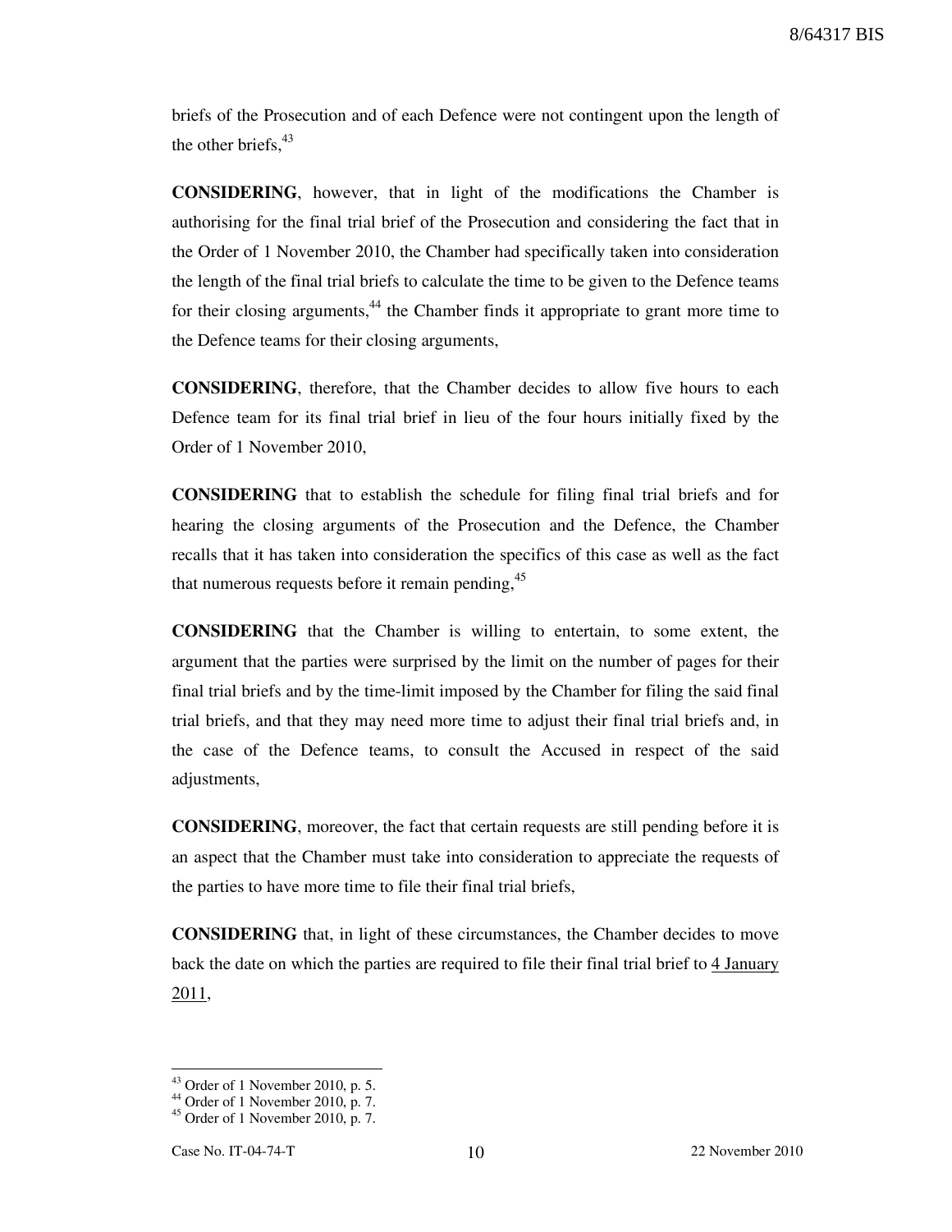briefs of the Prosecution and of each Defence were not contingent upon the length of the other briefs,[43]

**CONSIDERING**, however, that in light of the modifications the Chamber is authorising for the final trial brief of the Prosecution and considering the fact that in the Order of 1 November 2010, the Chamber had specifically taken into consideration the length of the final trial briefs to calculate the time to be given to the Defence teams for their closing arguments,[44] the Chamber finds it appropriate to grant more time to the Defence teams for their closing arguments,

**CONSIDERING**, therefore, that the Chamber decides to allow five hours to each Defence team for its final trial brief in lieu of the four hours initially fixed by the Order of 1 November 2010,

**CONSIDERING** that to establish the schedule for filing final trial briefs and for hearing the closing arguments of the Prosecution and the Defence, the Chamber recalls that it has taken into consideration the specifics of this case as well as the fact that numerous requests before it remain pending,[45]

**CONSIDERING** that the Chamber is willing to entertain, to some extent, the argument that the parties were surprised by the limit on the number of pages for their final trial briefs and by the time-limit imposed by the Chamber for filing the said final trial briefs, and that they may need more time to adjust their final trial briefs and, in the case of the Defence teams, to consult the Accused in respect of the said adjustments,

**CONSIDERING**, moreover, the fact that certain requests are still pending before it is an aspect that the Chamber must take into consideration to appreciate the requests of the parties to have more time to file their final trial briefs,

**CONSIDERING** that, in light of these circumstances, the Chamber decides to move back the date on which the parties are required to file their final trial brief to 4 January 2011,

---

[43] Order of 1 November 2010, p. 5.
[44] Order of 1 November 2010, p. 7.
[45] Order of 1 November 2010, p. 7.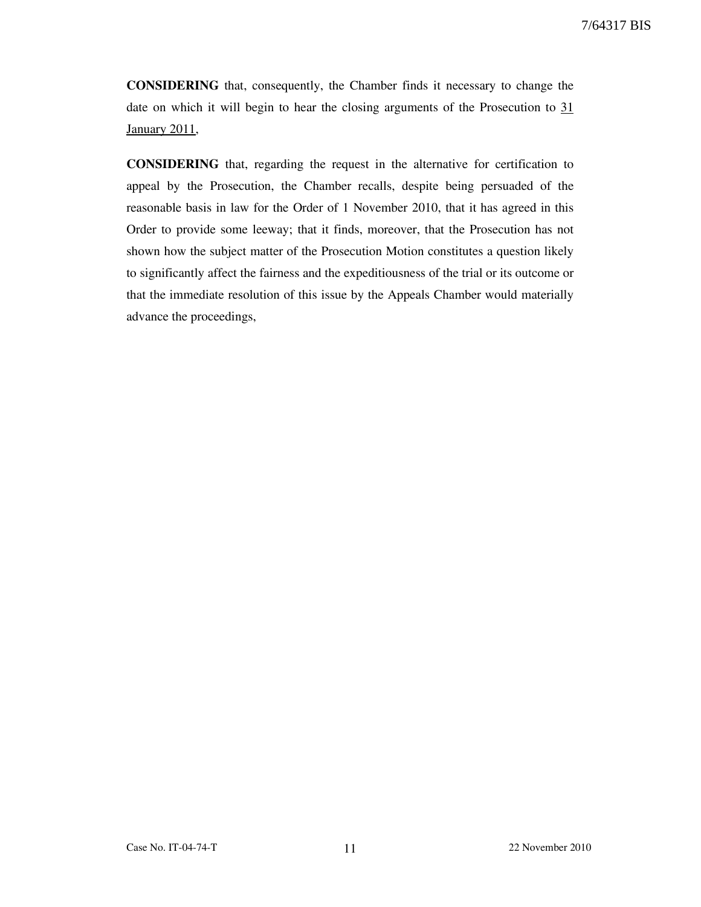**CONSIDERING** that, consequently, the Chamber finds it necessary to change the date on which it will begin to hear the closing arguments of the Prosecution to <u>31 January 2011</u>,

**CONSIDERING** that, regarding the request in the alternative for certification to appeal by the Prosecution, the Chamber recalls, despite being persuaded of the reasonable basis in law for the Order of 1 November 2010, that it has agreed in this Order to provide some leeway; that it finds, moreover, that the Prosecution has not shown how the subject matter of the Prosecution Motion constitutes a question likely to significantly affect the fairness and the expeditiousness of the trial or its outcome or that the immediate resolution of this issue by the Appeals Chamber would materially advance the proceedings,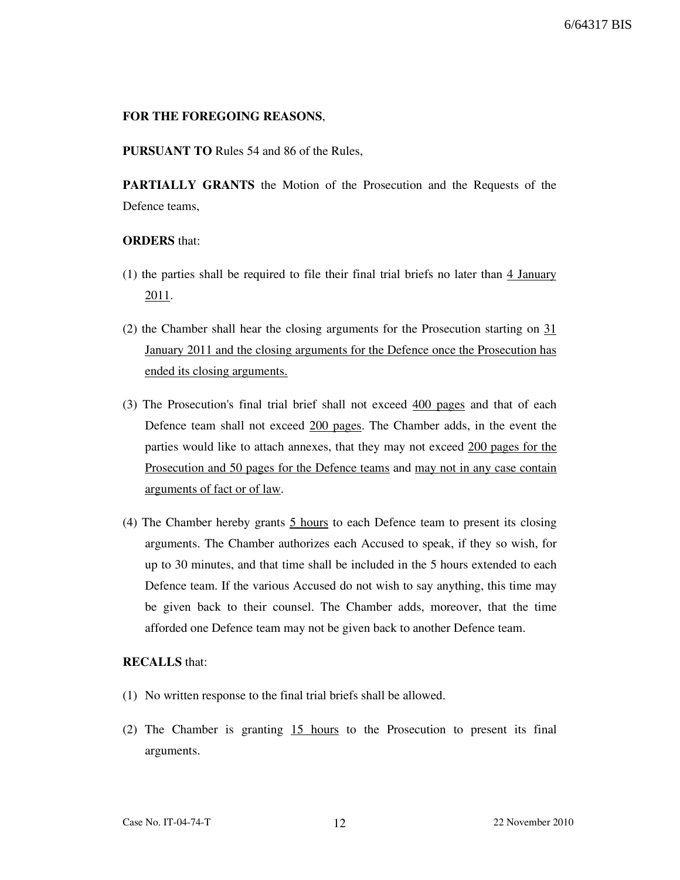**FOR THE FOREGOING REASONS**,

**PURSUANT TO** Rules 54 and 86 of the Rules,

**PARTIALLY GRANTS** the Motion of the Prosecution and the Requests of the Defence teams,

**ORDERS** that:

(1) the parties shall be required to file their final trial briefs no later than 4 January 2011.

(2) the Chamber shall hear the closing arguments for the Prosecution starting on 31 January 2011 and the closing arguments for the Defence once the Prosecution has ended its closing arguments.

(3) The Prosecution's final trial brief shall not exceed 400 pages and that of each Defence team shall not exceed 200 pages. The Chamber adds, in the event the parties would like to attach annexes, that they may not exceed 200 pages for the Prosecution and 50 pages for the Defence teams and may not in any case contain arguments of fact or of law.

(4) The Chamber hereby grants 5 hours to each Defence team to present its closing arguments. The Chamber authorizes each Accused to speak, if they so wish, for up to 30 minutes, and that time shall be included in the 5 hours extended to each Defence team. If the various Accused do not wish to say anything, this time may be given back to their counsel. The Chamber adds, moreover, that the time afforded one Defence team may not be given back to another Defence team.

**RECALLS** that:

(1) No written response to the final trial briefs shall be allowed.

(2) The Chamber is granting 15 hours to the Prosecution to present its final arguments.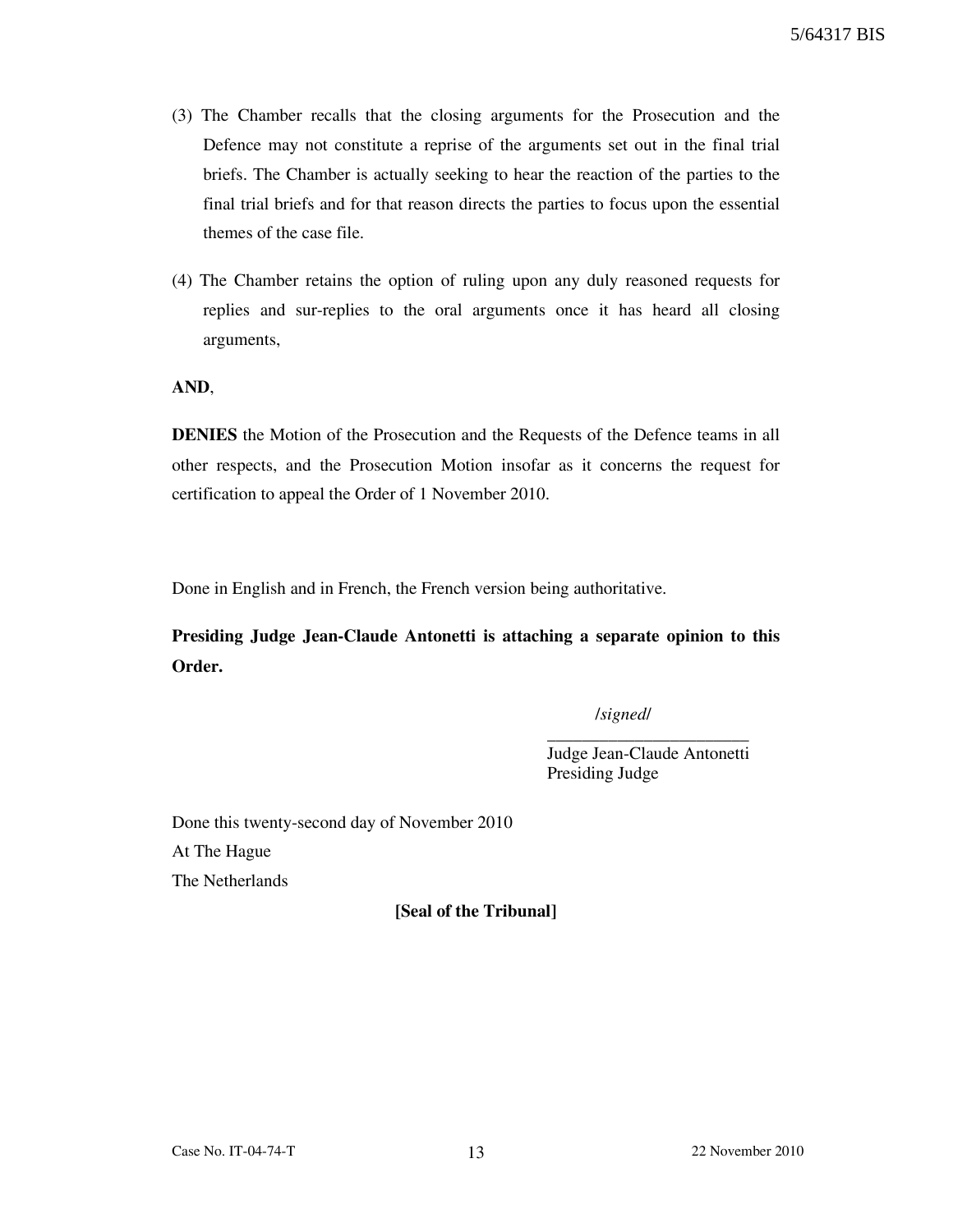(3) The Chamber recalls that the closing arguments for the Prosecution and the Defence may not constitute a reprise of the arguments set out in the final trial briefs. The Chamber is actually seeking to hear the reaction of the parties to the final trial briefs and for that reason directs the parties to focus upon the essential themes of the case file.

(4) The Chamber retains the option of ruling upon any duly reasoned requests for replies and sur-replies to the oral arguments once it has heard all closing arguments,

**AND**,

**DENIES** the Motion of the Prosecution and the Requests of the Defence teams in all other respects, and the Prosecution Motion insofar as it concerns the request for certification to appeal the Order of 1 November 2010.

Done in English and in French, the French version being authoritative.

**Presiding Judge Jean-Claude Antonetti is attaching a separate opinion to this Order.**

/*signed*/

_______________________
Judge Jean-Claude Antonetti
Presiding Judge

Done this twenty-second day of November 2010
At The Hague
The Netherlands

**[Seal of the Tribunal]**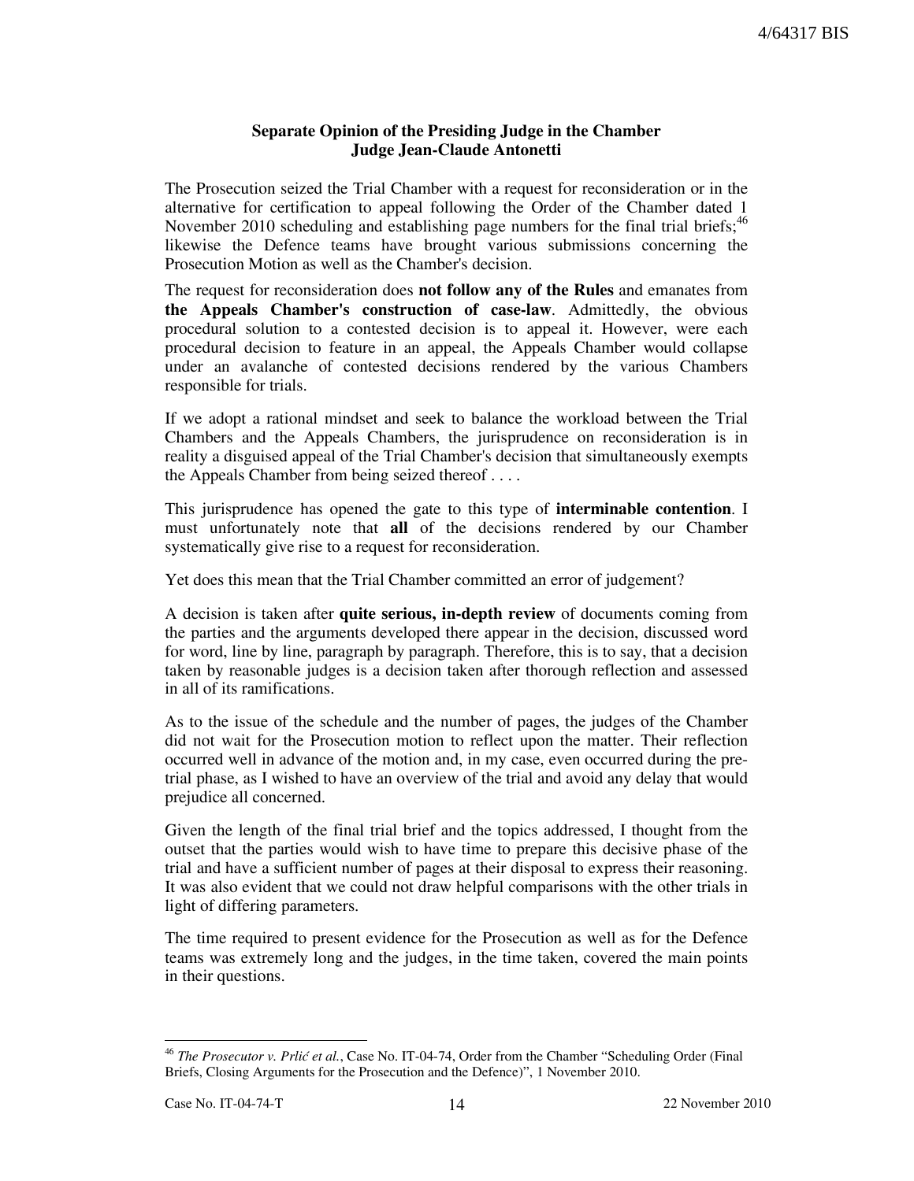**Separate Opinion of the Presiding Judge in the Chamber**
**Judge Jean-Claude Antonetti**

The Prosecution seized the Trial Chamber with a request for reconsideration or in the alternative for certification to appeal following the Order of the Chamber dated 1 November 2010 scheduling and establishing page numbers for the final trial briefs;[46] likewise the Defence teams have brought various submissions concerning the Prosecution Motion as well as the Chamber's decision.

The request for reconsideration does **not follow any of the Rules** and emanates from **the Appeals Chamber's construction of case-law**. Admittedly, the obvious procedural solution to a contested decision is to appeal it. However, were each procedural decision to feature in an appeal, the Appeals Chamber would collapse under an avalanche of contested decisions rendered by the various Chambers responsible for trials.

If we adopt a rational mindset and seek to balance the workload between the Trial Chambers and the Appeals Chambers, the jurisprudence on reconsideration is in reality a disguised appeal of the Trial Chamber's decision that simultaneously exempts the Appeals Chamber from being seized thereof . . . .

This jurisprudence has opened the gate to this type of **interminable contention**. I must unfortunately note that **all** of the decisions rendered by our Chamber systematically give rise to a request for reconsideration.

Yet does this mean that the Trial Chamber committed an error of judgement?

A decision is taken after **quite serious, in-depth review** of documents coming from the parties and the arguments developed there appear in the decision, discussed word for word, line by line, paragraph by paragraph. Therefore, this is to say, that a decision taken by reasonable judges is a decision taken after thorough reflection and assessed in all of its ramifications.

As to the issue of the schedule and the number of pages, the judges of the Chamber did not wait for the Prosecution motion to reflect upon the matter. Their reflection occurred well in advance of the motion and, in my case, even occurred during the pre-trial phase, as I wished to have an overview of the trial and avoid any delay that would prejudice all concerned.

Given the length of the final trial brief and the topics addressed, I thought from the outset that the parties would wish to have time to prepare this decisive phase of the trial and have a sufficient number of pages at their disposal to express their reasoning. It was also evident that we could not draw helpful comparisons with the other trials in light of differing parameters.

The time required to present evidence for the Prosecution as well as for the Defence teams was extremely long and the judges, in the time taken, covered the main points in their questions.

---

[46] *The Prosecutor v. Prlić et al.*, Case No. IT-04-74, Order from the Chamber "Scheduling Order (Final Briefs, Closing Arguments for the Prosecution and the Defence)", 1 November 2010.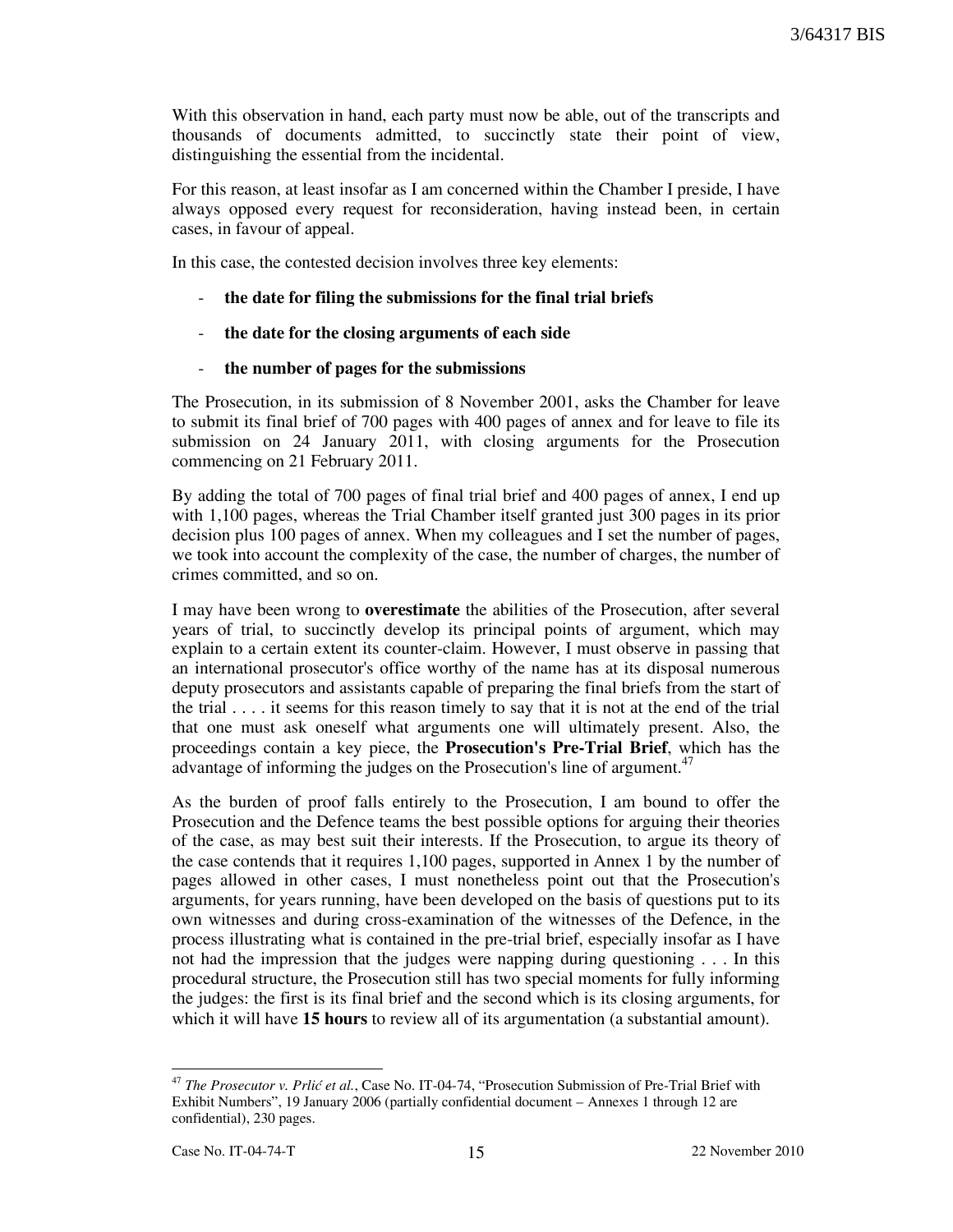With this observation in hand, each party must now be able, out of the transcripts and thousands of documents admitted, to succinctly state their point of view, distinguishing the essential from the incidental.

For this reason, at least insofar as I am concerned within the Chamber I preside, I have always opposed every request for reconsideration, having instead been, in certain cases, in favour of appeal.

In this case, the contested decision involves three key elements:

- **the date for filing the submissions for the final trial briefs**
- **the date for the closing arguments of each side**
- **the number of pages for the submissions**

The Prosecution, in its submission of 8 November 2001, asks the Chamber for leave to submit its final brief of 700 pages with 400 pages of annex and for leave to file its submission on 24 January 2011, with closing arguments for the Prosecution commencing on 21 February 2011.

By adding the total of 700 pages of final trial brief and 400 pages of annex, I end up with 1,100 pages, whereas the Trial Chamber itself granted just 300 pages in its prior decision plus 100 pages of annex. When my colleagues and I set the number of pages, we took into account the complexity of the case, the number of charges, the number of crimes committed, and so on.

I may have been wrong to **overestimate** the abilities of the Prosecution, after several years of trial, to succinctly develop its principal points of argument, which may explain to a certain extent its counter-claim. However, I must observe in passing that an international prosecutor's office worthy of the name has at its disposal numerous deputy prosecutors and assistants capable of preparing the final briefs from the start of the trial . . . . it seems for this reason timely to say that it is not at the end of the trial that one must ask oneself what arguments one will ultimately present. Also, the proceedings contain a key piece, the **Prosecution's Pre-Trial Brief**, which has the advantage of informing the judges on the Prosecution's line of argument.[47]

As the burden of proof falls entirely to the Prosecution, I am bound to offer the Prosecution and the Defence teams the best possible options for arguing their theories of the case, as may best suit their interests. If the Prosecution, to argue its theory of the case contends that it requires 1,100 pages, supported in Annex 1 by the number of pages allowed in other cases, I must nonetheless point out that the Prosecution's arguments, for years running, have been developed on the basis of questions put to its own witnesses and during cross-examination of the witnesses of the Defence, in the process illustrating what is contained in the pre-trial brief, especially insofar as I have not had the impression that the judges were napping during questioning . . . In this procedural structure, the Prosecution still has two special moments for fully informing the judges: the first is its final brief and the second which is its closing arguments, for which it will have **15 hours** to review all of its argumentation (a substantial amount).

---

[47] *The Prosecutor v. Prlić et al.*, Case No. IT-04-74, "Prosecution Submission of Pre-Trial Brief with Exhibit Numbers", 19 January 2006 (partially confidential document – Annexes 1 through 12 are confidential), 230 pages.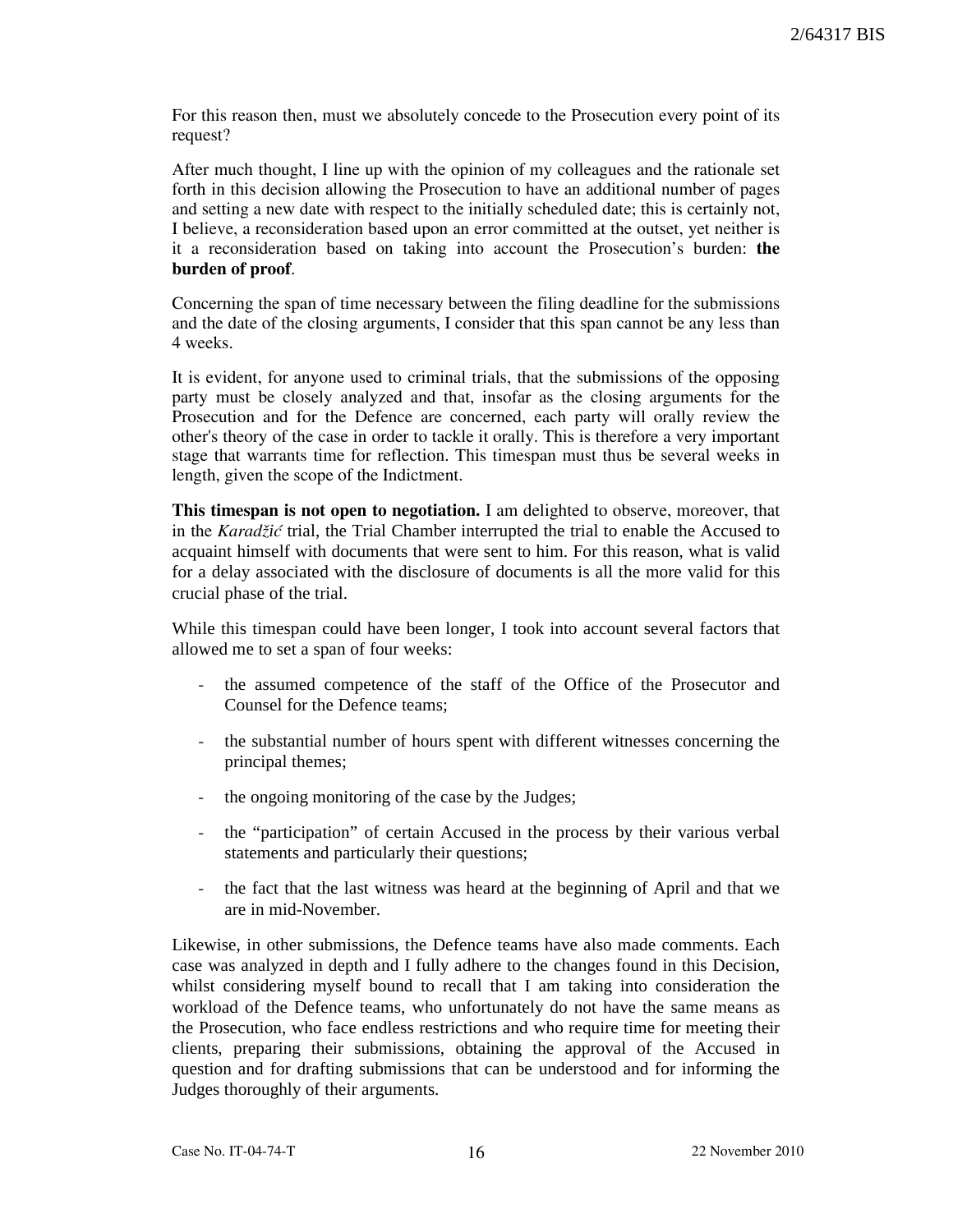For this reason then, must we absolutely concede to the Prosecution every point of its request?

After much thought, I line up with the opinion of my colleagues and the rationale set forth in this decision allowing the Prosecution to have an additional number of pages and setting a new date with respect to the initially scheduled date; this is certainly not, I believe, a reconsideration based upon an error committed at the outset, yet neither is it a reconsideration based on taking into account the Prosecution's burden: **the burden of proof**.

Concerning the span of time necessary between the filing deadline for the submissions and the date of the closing arguments, I consider that this span cannot be any less than 4 weeks.

It is evident, for anyone used to criminal trials, that the submissions of the opposing party must be closely analyzed and that, insofar as the closing arguments for the Prosecution and for the Defence are concerned, each party will orally review the other's theory of the case in order to tackle it orally. This is therefore a very important stage that warrants time for reflection. This timespan must thus be several weeks in length, given the scope of the Indictment.

**This timespan is not open to negotiation.** I am delighted to observe, moreover, that in the *Karadžić* trial, the Trial Chamber interrupted the trial to enable the Accused to acquaint himself with documents that were sent to him. For this reason, what is valid for a delay associated with the disclosure of documents is all the more valid for this crucial phase of the trial.

While this timespan could have been longer, I took into account several factors that allowed me to set a span of four weeks:

- the assumed competence of the staff of the Office of the Prosecutor and Counsel for the Defence teams;
- the substantial number of hours spent with different witnesses concerning the principal themes;
- the ongoing monitoring of the case by the Judges;
- the "participation" of certain Accused in the process by their various verbal statements and particularly their questions;
- the fact that the last witness was heard at the beginning of April and that we are in mid-November.

Likewise, in other submissions, the Defence teams have also made comments. Each case was analyzed in depth and I fully adhere to the changes found in this Decision, whilst considering myself bound to recall that I am taking into consideration the workload of the Defence teams, who unfortunately do not have the same means as the Prosecution, who face endless restrictions and who require time for meeting their clients, preparing their submissions, obtaining the approval of the Accused in question and for drafting submissions that can be understood and for informing the Judges thoroughly of their arguments.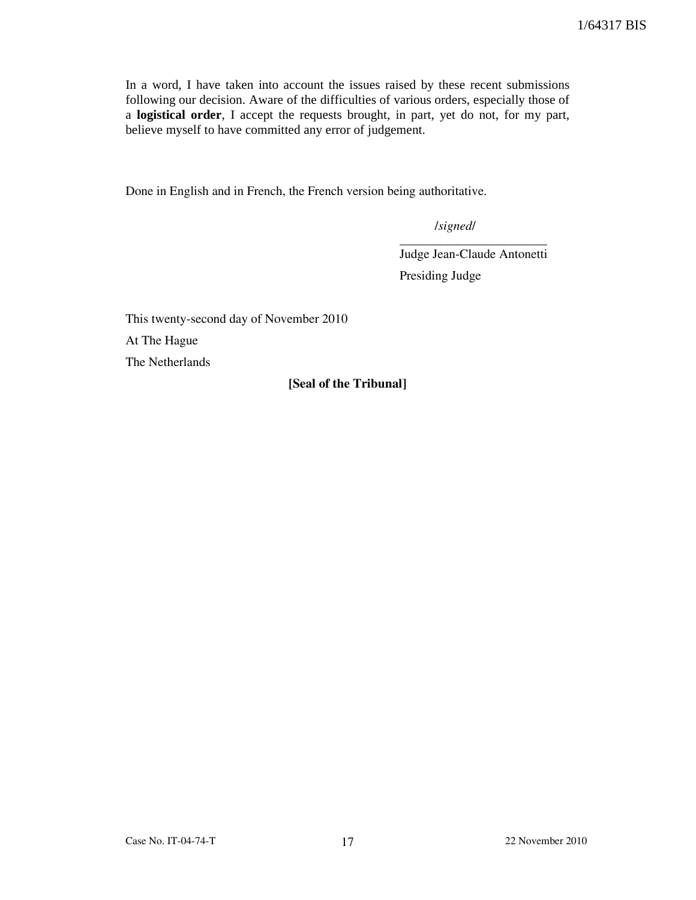In a word, I have taken into account the issues raised by these recent submissions following our decision. Aware of the difficulties of various orders, especially those of a **logistical order**, I accept the requests brought, in part, yet do not, for my part, believe myself to have committed any error of judgement.

Done in English and in French, the French version being authoritative.

/*signed*/

\_\_\_\_\_\_\_\_\_\_\_\_\_\_\_\_\_\_\_\_\_\_\_

Judge Jean-Claude Antonetti

Presiding Judge

This twenty-second day of November 2010

At The Hague

The Netherlands

**[Seal of the Tribunal]**